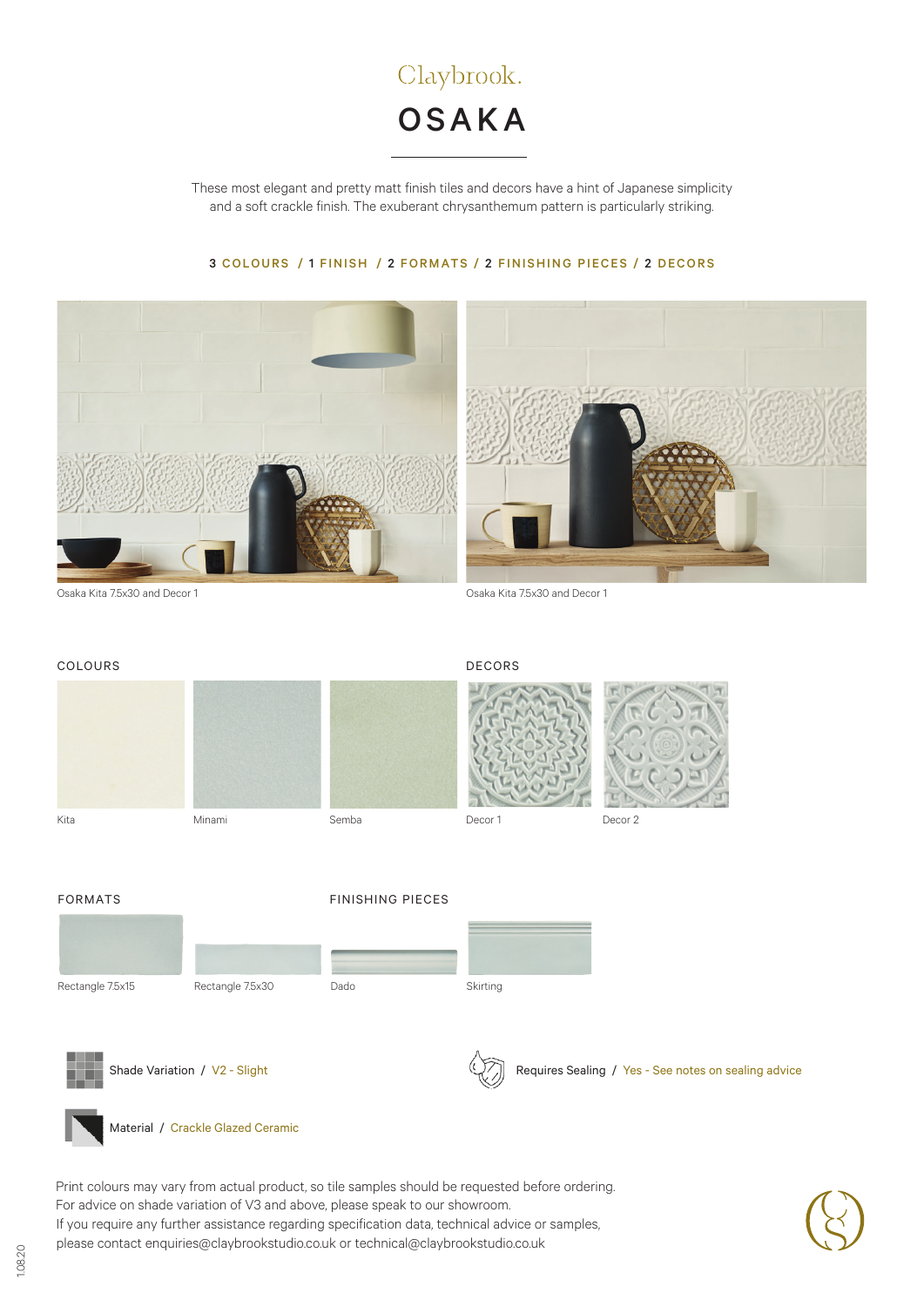Claybrook.

# OSAKA

These most elegant and pretty matt finish tiles and decors have a hint of Japanese simplicity and a soft crackle finish. The exuberant chrysanthemum pattern is particularly striking.

**3 COLOURS / 1 FINISH / 2 FORMATS / 2 FINISHING PIECES / 2 DECORS**

Osaka Kita 7.5x30 and Decor 1

Osaka Kita 7.5x30 and Decor 1

## COLOURS

Kita

Minami

Semba

## DECORS

Decor 1

Decor 2

## FORMATS

Rectangle 7.5x15

Rectangle 7.5x30

## FINISHING PIECES

Dado

Skirting

Shade Variation / V2 - Slight

Requires Sealing / Yes - See notes on sealing advice

Material / Crackle Glazed Ceramic

Print colours may vary from actual product, so tile samples should be requested before ordering.
For advice on shade variation of V3 and above, please speak to our showroom.
If you require any further assistance regarding specification data, technical advice or samples, please contact enquiries@claybrookstudio.co.uk or technical@claybrookstudio.co.uk

1.08.20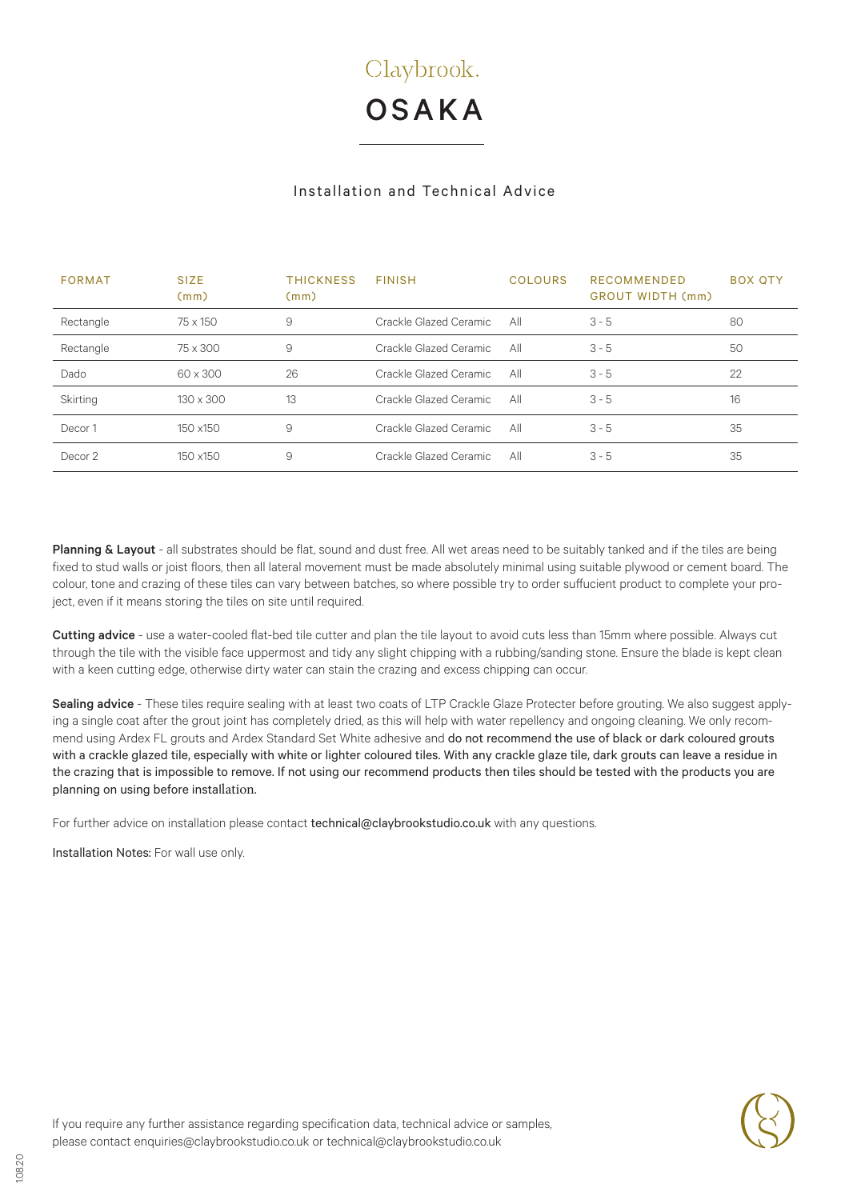Claybrook.

# OSAKA

## Installation and Technical Advice

| FORMAT | SIZE (mm) | THICKNESS (mm) | FINISH | COLOURS | RECOMMENDED GROUT WIDTH (mm) | BOX QTY |
|---|---|---|---|---|---|---|
| Rectangle | 75 x 150 | 9 | Crackle Glazed Ceramic | All | 3 - 5 | 80 |
| Rectangle | 75 x 300 | 9 | Crackle Glazed Ceramic | All | 3 - 5 | 50 |
| Dado | 60 x 300 | 26 | Crackle Glazed Ceramic | All | 3 - 5 | 22 |
| Skirting | 130 x 300 | 13 | Crackle Glazed Ceramic | All | 3 - 5 | 16 |
| Decor 1 | 150 x150 | 9 | Crackle Glazed Ceramic | All | 3 - 5 | 35 |
| Decor 2 | 150 x150 | 9 | Crackle Glazed Ceramic | All | 3 - 5 | 35 |

**Planning & Layout** - all substrates should be flat, sound and dust free. All wet areas need to be suitably tanked and if the tiles are being fixed to stud walls or joist floors, then all lateral movement must be made absolutely minimal using suitable plywood or cement board. The colour, tone and crazing of these tiles can vary between batches, so where possible try to order sufficient product to complete your project, even if it means storing the tiles on site until required.

**Cutting advice** - use a water-cooled flat-bed tile cutter and plan the tile layout to avoid cuts less than 15mm where possible. Always cut through the tile with the visible face uppermost and tidy any slight chipping with a rubbing/sanding stone. Ensure the blade is kept clean with a keen cutting edge, otherwise dirty water can stain the crazing and excess chipping can occur.

**Sealing advice** - These tiles require sealing with at least two coats of LTP Crackle Glaze Protecter before grouting. We also suggest applying a single coat after the grout joint has completely dried, as this will help with water repellency and ongoing cleaning. We only recommend using Ardex FL grouts and Ardex Standard Set White adhesive and do not recommend the use of black or dark coloured grouts with a crackle glazed tile, especially with white or lighter coloured tiles. With any crackle glaze tile, dark grouts can leave a residue in the crazing that is impossible to remove. If not using our recommend products then tiles should be tested with the products you are planning on using before installation.

For further advice on installation please contact technical@claybrookstudio.co.uk with any questions.

Installation Notes: For wall use only.

If you require any further assistance regarding specification data, technical advice or samples, please contact enquiries@claybrookstudio.co.uk or technical@claybrookstudio.co.uk

10.8.20